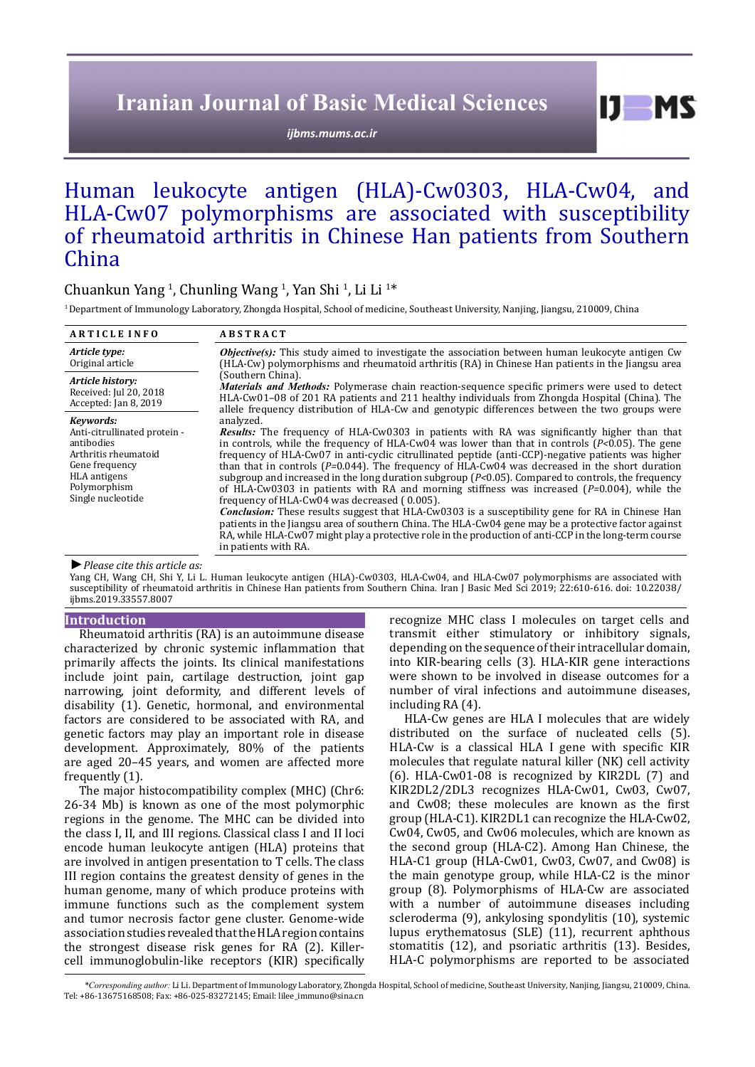# Human leukocyte antigen (HLA)-Cw0303, HLA-Cw04, and HLA-Cw07 polymorphisms are associated with susceptibility of rheumatoid arthritis in Chinese Han patients from Southern China

Chuankun Yang [1], Chunling Wang [1], Yan Shi [1], Li Li [1]*

[1] Department of Immunology Laboratory, Zhongda Hospital, School of medicine, Southeast University, Nanjing, Jiangsu, 210009, China

**ARTICLE INFO**

*Article type:*
Original article

*Article history:*
Received: Jul 20, 2018
Accepted: Jan 8, 2019

*Keywords:*
Anti-citrullinated protein - antibodies
Arthritis rheumatoid
Gene frequency
HLA antigens
Polymorphism
Single nucleotide

**ABSTRACT**

***Objective(s):*** This study aimed to investigate the association between human leukocyte antigen Cw (HLA-Cw) polymorphisms and rheumatoid arthritis (RA) in Chinese Han patients in the Jiangsu area (Southern China).

***Materials and Methods:*** Polymerase chain reaction-sequence specific primers were used to detect HLA-Cw01–08 of 201 RA patients and 211 healthy individuals from Zhongda Hospital (China). The allele frequency distribution of HLA-Cw and genotypic differences between the two groups were analyzed.

***Results:*** The frequency of HLA-Cw0303 in patients with RA was significantly higher than that in controls, while the frequency of HLA-Cw04 was lower than that in controls ($P<0.05$). The gene frequency of HLA-Cw07 in anti-cyclic citrullinated peptide (anti-CCP)-negative patients was higher than that in controls ($P=0.044$). The frequency of HLA-Cw04 was decreased in the short duration subgroup and increased in the long duration subgroup ($P<0.05$). Compared to controls, the frequency of HLA-Cw0303 in patients with RA and morning stiffness was increased ($P=0.004$), while the frequency of HLA-Cw04 was decreased ( 0.005).

***Conclusion:*** These results suggest that HLA-Cw0303 is a susceptibility gene for RA in Chinese Han patients in the Jiangsu area of southern China. The HLA-Cw04 gene may be a protective factor against RA, while HLA-Cw07 might play a protective role in the production of anti-CCP in the long-term course in patients with RA.

► *Please cite this article as:*

Yang CH, Wang CH, Shi Y, Li L. Human leukocyte antigen (HLA)-Cw0303, HLA-Cw04, and HLA-Cw07 polymorphisms are associated with susceptibility of rheumatoid arthritis in Chinese Han patients from Southern China. Iran J Basic Med Sci 2019; 22:610-616. doi: 10.22038/ijbms.2019.33557.8007

## Introduction

Rheumatoid arthritis (RA) is an autoimmune disease characterized by chronic systemic inflammation that primarily affects the joints. Its clinical manifestations include joint pain, cartilage destruction, joint gap narrowing, joint deformity, and different levels of disability (1). Genetic, hormonal, and environmental factors are considered to be associated with RA, and genetic factors may play an important role in disease development. Approximately, 80% of the patients are aged 20–45 years, and women are affected more frequently (1).

The major histocompatibility complex (MHC) (Chr6: 26-34 Mb) is known as one of the most polymorphic regions in the genome. The MHC can be divided into the class I, II, and III regions. Classical class I and II loci encode human leukocyte antigen (HLA) proteins that are involved in antigen presentation to T cells. The class III region contains the greatest density of genes in the human genome, many of which produce proteins with immune functions such as the complement system and tumor necrosis factor gene cluster. Genome-wide association studies revealed that the HLA region contains the strongest disease risk genes for RA (2). Killer-cell immunoglobulin-like receptors (KIR) specifically recognize MHC class I molecules on target cells and transmit either stimulatory or inhibitory signals, depending on the sequence of their intracellular domain, into KIR-bearing cells (3). HLA-KIR gene interactions were shown to be involved in disease outcomes for a number of viral infections and autoimmune diseases, including RA (4).

HLA-Cw genes are HLA I molecules that are widely distributed on the surface of nucleated cells (5). HLA-Cw is a classical HLA I gene with specific KIR molecules that regulate natural killer (NK) cell activity (6). HLA-Cw01-08 is recognized by KIR2DL (7) and KIR2DL2/2DL3 recognizes HLA-Cw01, Cw03, Cw07, and Cw08; these molecules are known as the first group (HLA-C1). KIR2DL1 can recognize the HLA-Cw02, Cw04, Cw05, and Cw06 molecules, which are known as the second group (HLA-C2). Among Han Chinese, the HLA-C1 group (HLA-Cw01, Cw03, Cw07, and Cw08) is the main genotype group, while HLA-C2 is the minor group (8). Polymorphisms of HLA-Cw are associated with a number of autoimmune diseases including scleroderma (9), ankylosing spondylitis (10), systemic lupus erythematosus (SLE) (11), recurrent aphthous stomatitis (12), and psoriatic arthritis (13). Besides, HLA-C polymorphisms are reported to be associated

*\*Corresponding author:* Li Li. Department of Immunology Laboratory, Zhongda Hospital, School of medicine, Southeast University, Nanjing, Jiangsu, 210009, China. Tel: +86-13675168508; Fax: +86-025-83272145; Email: lilee_immuno@sina.cn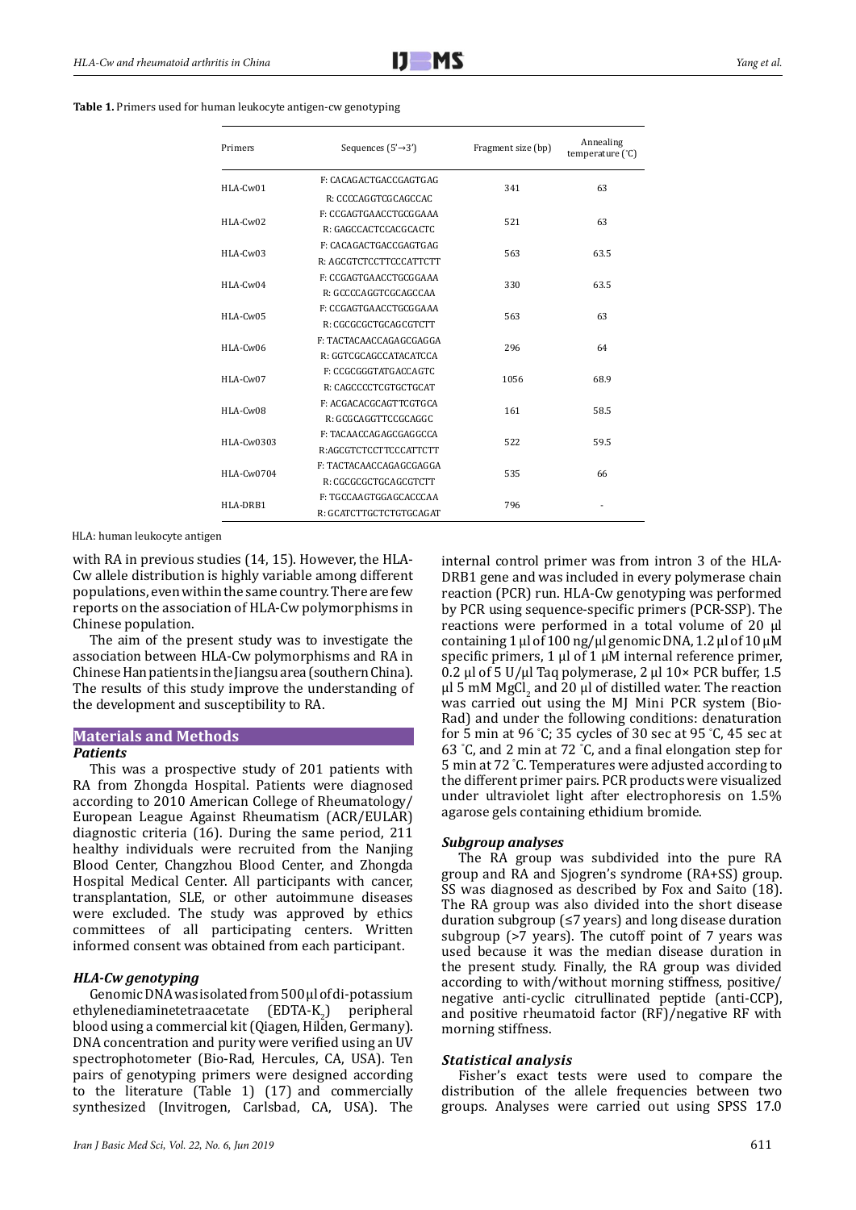**Table 1.** Primers used for human leukocyte antigen-cw genotyping

| Primers | Sequences (5'→3') | Fragment size (bp) | Annealing temperature (°C) |
|---|---|---|---|
| HLA-Cw01 | F: CACAGACTGACCGAGTGAG<br>R: CCCCAGGTCGCAGCCAC | 341 | 63 |
| HLA-Cw02 | F: CCGAGTGAACCTGCGGAAA<br>R: GAGCCACTCCACGCACTC | 521 | 63 |
| HLA-Cw03 | F: CACAGACTGACCGAGTGAG<br>R: AGCGTCTCCTTCCCATTCTT | 563 | 63.5 |
| HLA-Cw04 | F: CCGAGTGAACCTGCGGAAA<br>R: GCCCCAGGTCGCAGCCAA | 330 | 63.5 |
| HLA-Cw05 | F: CCGAGTGAACCTGCGGAAA<br>R: CGCGCGCTGCAGCGTCTT | 563 | 63 |
| HLA-Cw06 | F: TACTACAACCAGAGCGAGGA<br>R: GGTCGCAGCCATACATCCA | 296 | 64 |
| HLA-Cw07 | F: CCGCGGGTATGACCAGTC<br>R: CAGCCCCTCGTGCTGCAT | 1056 | 68.9 |
| HLA-Cw08 | F: ACGACACGCAGTTCGTGCA<br>R: GCGCAGGTTCCGCAGGC | 161 | 58.5 |
| HLA-Cw0303 | F: TACAACCAGAGCGAGGCCA<br>R:AGCGTCTCCTTCCCATTCTT | 522 | 59.5 |
| HLA-Cw0704 | F: TACTACAACCAGAGCGAGGA<br>R: CGCGCGCTGCAGCGTCTT | 535 | 66 |
| HLA-DRB1 | F: TGCCAAGTGGAGCACCCAA<br>R: GCATCTTGCTCTGTGCAGAT | 796 | - |

HLA: human leukocyte antigen

with RA in previous studies (14, 15). However, the HLA-Cw allele distribution is highly variable among different populations, even within the same country. There are few reports on the association of HLA-Cw polymorphisms in Chinese population.

The aim of the present study was to investigate the association between HLA-Cw polymorphisms and RA in Chinese Han patients in the Jiangsu area (southern China). The results of this study improve the understanding of the development and susceptibility to RA.

## Materials and Methods

### *Patients*

This was a prospective study of 201 patients with RA from Zhongda Hospital. Patients were diagnosed according to 2010 American College of Rheumatology/European League Against Rheumatism (ACR/EULAR) diagnostic criteria (16). During the same period, 211 healthy individuals were recruited from the Nanjing Blood Center, Changzhou Blood Center, and Zhongda Hospital Medical Center. All participants with cancer, transplantation, SLE, or other autoimmune diseases were excluded. The study was approved by ethics committees of all participating centers. Written informed consent was obtained from each participant.

### *HLA-Cw genotyping*

Genomic DNA was isolated from 500 µl of di-potassium ethylenediaminetetraacetate ($EDTA\text{-}K_2$) peripheral blood using a commercial kit (Qiagen, Hilden, Germany). DNA concentration and purity were verified using an UV spectrophotometer (Bio-Rad, Hercules, CA, USA). Ten pairs of genotyping primers were designed according to the literature (Table 1) (17) and commercially synthesized (Invitrogen, Carlsbad, CA, USA). The internal control primer was from intron 3 of the HLA-DRB1 gene and was included in every polymerase chain reaction (PCR) run. HLA-Cw genotyping was performed by PCR using sequence-specific primers (PCR-SSP). The reactions were performed in a total volume of 20 µl containing 1 µl of 100 ng/µl genomic DNA, 1.2 µl of 10 µM specific primers, 1 µl of 1 µM internal reference primer, 0.2 µl of 5 U/µl Taq polymerase, 2 µl 10× PCR buffer, 1.5 µl 5 mM $MgCl_2$ and 20 µl of distilled water. The reaction was carried out using the MJ Mini PCR system (Bio-Rad) and under the following conditions: denaturation for 5 min at 96 °C; 35 cycles of 30 sec at 95 °C, 45 sec at 63 °C, and 2 min at 72 °C, and a final elongation step for 5 min at 72 °C. Temperatures were adjusted according to the different primer pairs. PCR products were visualized under ultraviolet light after electrophoresis on 1.5% agarose gels containing ethidium bromide.

### *Subgroup analyses*

The RA group was subdivided into the pure RA group and RA and Sjogren's syndrome (RA+SS) group. SS was diagnosed as described by Fox and Saito (18). The RA group was also divided into the short disease duration subgroup (≤7 years) and long disease duration subgroup (>7 years). The cutoff point of 7 years was used because it was the median disease duration in the present study. Finally, the RA group was divided according to with/without morning stiffness, positive/negative anti-cyclic citrullinated peptide (anti-CCP), and positive rheumatoid factor (RF)/negative RF with morning stiffness.

### *Statistical analysis*

Fisher's exact tests were used to compare the distribution of the allele frequencies between two groups. Analyses were carried out using SPSS 17.0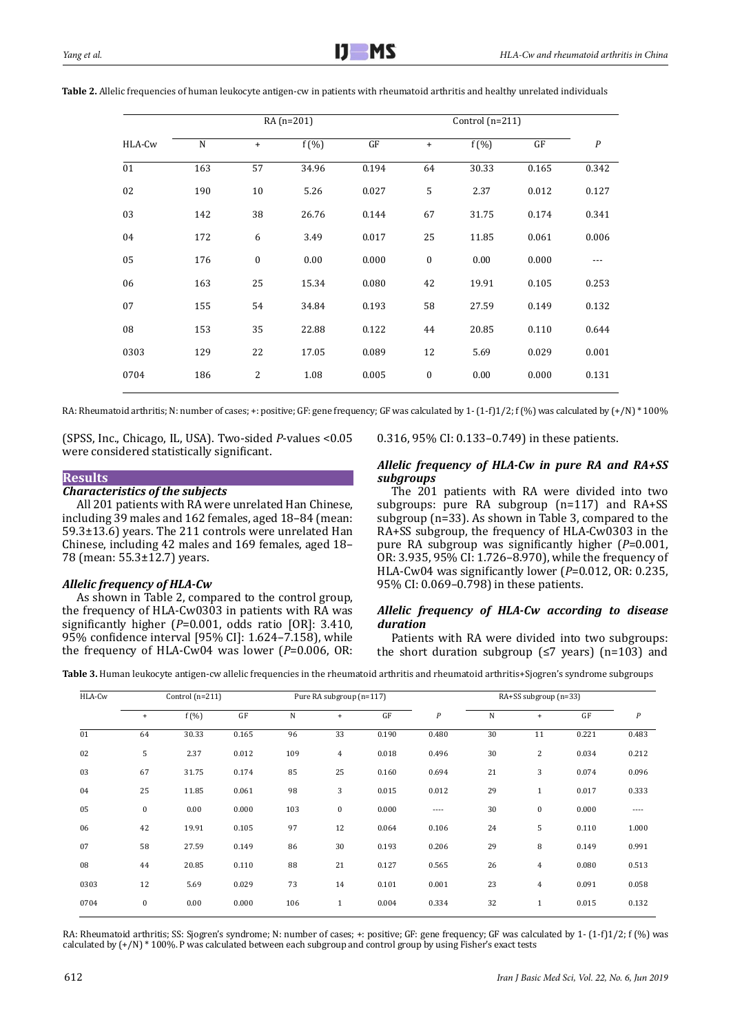**Table 2.** Allelic frequencies of human leukocyte antigen-cw in patients with rheumatoid arthritis and healthy unrelated individuals

| HLA-Cw | RA (n=201) | | | | Control (n=211) | | | *P* |
|---|---|---|---|---|---|---|---|---|
| | N | + | f (%) | GF | + | f (%) | GF | |
| 01 | 163 | 57 | 34.96 | 0.194 | 64 | 30.33 | 0.165 | 0.342 |
| 02 | 190 | 10 | 5.26 | 0.027 | 5 | 2.37 | 0.012 | 0.127 |
| 03 | 142 | 38 | 26.76 | 0.144 | 67 | 31.75 | 0.174 | 0.341 |
| 04 | 172 | 6 | 3.49 | 0.017 | 25 | 11.85 | 0.061 | 0.006 |
| 05 | 176 | 0 | 0.00 | 0.000 | 0 | 0.00 | 0.000 | --- |
| 06 | 163 | 25 | 15.34 | 0.080 | 42 | 19.91 | 0.105 | 0.253 |
| 07 | 155 | 54 | 34.84 | 0.193 | 58 | 27.59 | 0.149 | 0.132 |
| 08 | 153 | 35 | 22.88 | 0.122 | 44 | 20.85 | 0.110 | 0.644 |
| 0303 | 129 | 22 | 17.05 | 0.089 | 12 | 5.69 | 0.029 | 0.001 |
| 0704 | 186 | 2 | 1.08 | 0.005 | 0 | 0.00 | 0.000 | 0.131 |

RA: Rheumatoid arthritis; N: number of cases; +: positive; GF: gene frequency; GF was calculated by 1- (1-f)1/2; f (%) was calculated by (+/N) * 100%

(SPSS, Inc., Chicago, IL, USA). Two-sided *P*-values <0.05 were considered statistically significant.

## Results

### *Characteristics of the subjects*

All 201 patients with RA were unrelated Han Chinese, including 39 males and 162 females, aged 18–84 (mean: 59.3±13.6) years. The 211 controls were unrelated Han Chinese, including 42 males and 169 females, aged 18–78 (mean: 55.3±12.7) years.

### *Allelic frequency of HLA-Cw*

As shown in Table 2, compared to the control group, the frequency of HLA-Cw0303 in patients with RA was significantly higher (*P*=0.001, odds ratio [OR]: 3.410, 95% confidence interval [95% CI]: 1.624–7.158), while the frequency of HLA-Cw04 was lower (*P*=0.006, OR: 0.316, 95% CI: 0.133–0.749) in these patients.

### *Allelic frequency of HLA-Cw in pure RA and RA+SS subgroups*

The 201 patients with RA were divided into two subgroups: pure RA subgroup (n=117) and RA+SS subgroup (n=33). As shown in Table 3, compared to the RA+SS subgroup, the frequency of HLA-Cw0303 in the pure RA subgroup was significantly higher (*P*=0.001, OR: 3.935, 95% CI: 1.726–8.970), while the frequency of HLA-Cw04 was significantly lower (*P*=0.012, OR: 0.235, 95% CI: 0.069–0.798) in these patients.

### *Allelic frequency of HLA-Cw according to disease duration*

Patients with RA were divided into two subgroups: the short duration subgroup (≤7 years) (n=103) and

**Table 3.** Human leukocyte antigen-cw allelic frequencies in the rheumatoid arthritis and rheumatoid arthritis+Sjogren's syndrome subgroups

| HLA-Cw | Control (n=211) | | | Pure RA subgroup (n=117) | | | | RA+SS subgroup (n=33) | | | |
|---|---|---|---|---|---|---|---|---|---|---|---|
| | + | f (%) | GF | N | + | GF | *P* | N | + | GF | *P* |
| 01 | 64 | 30.33 | 0.165 | 96 | 33 | 0.190 | 0.480 | 30 | 11 | 0.221 | 0.483 |
| 02 | 5 | 2.37 | 0.012 | 109 | 4 | 0.018 | 0.496 | 30 | 2 | 0.034 | 0.212 |
| 03 | 67 | 31.75 | 0.174 | 85 | 25 | 0.160 | 0.694 | 21 | 3 | 0.074 | 0.096 |
| 04 | 25 | 11.85 | 0.061 | 98 | 3 | 0.015 | 0.012 | 29 | 1 | 0.017 | 0.333 |
| 05 | 0 | 0.00 | 0.000 | 103 | 0 | 0.000 | ---- | 30 | 0 | 0.000 | ---- |
| 06 | 42 | 19.91 | 0.105 | 97 | 12 | 0.064 | 0.106 | 24 | 5 | 0.110 | 1.000 |
| 07 | 58 | 27.59 | 0.149 | 86 | 30 | 0.193 | 0.206 | 29 | 8 | 0.149 | 0.991 |
| 08 | 44 | 20.85 | 0.110 | 88 | 21 | 0.127 | 0.565 | 26 | 4 | 0.080 | 0.513 |
| 0303 | 12 | 5.69 | 0.029 | 73 | 14 | 0.101 | 0.001 | 23 | 4 | 0.091 | 0.058 |
| 0704 | 0 | 0.00 | 0.000 | 106 | 1 | 0.004 | 0.334 | 32 | 1 | 0.015 | 0.132 |

RA: Rheumatoid arthritis; SS: Sjogren's syndrome; N: number of cases; +: positive; GF: gene frequency; GF was calculated by 1- (1-f)1/2; f (%) was calculated by (+/N) * 100%. P was calculated between each subgroup and control group by using Fisher's exact tests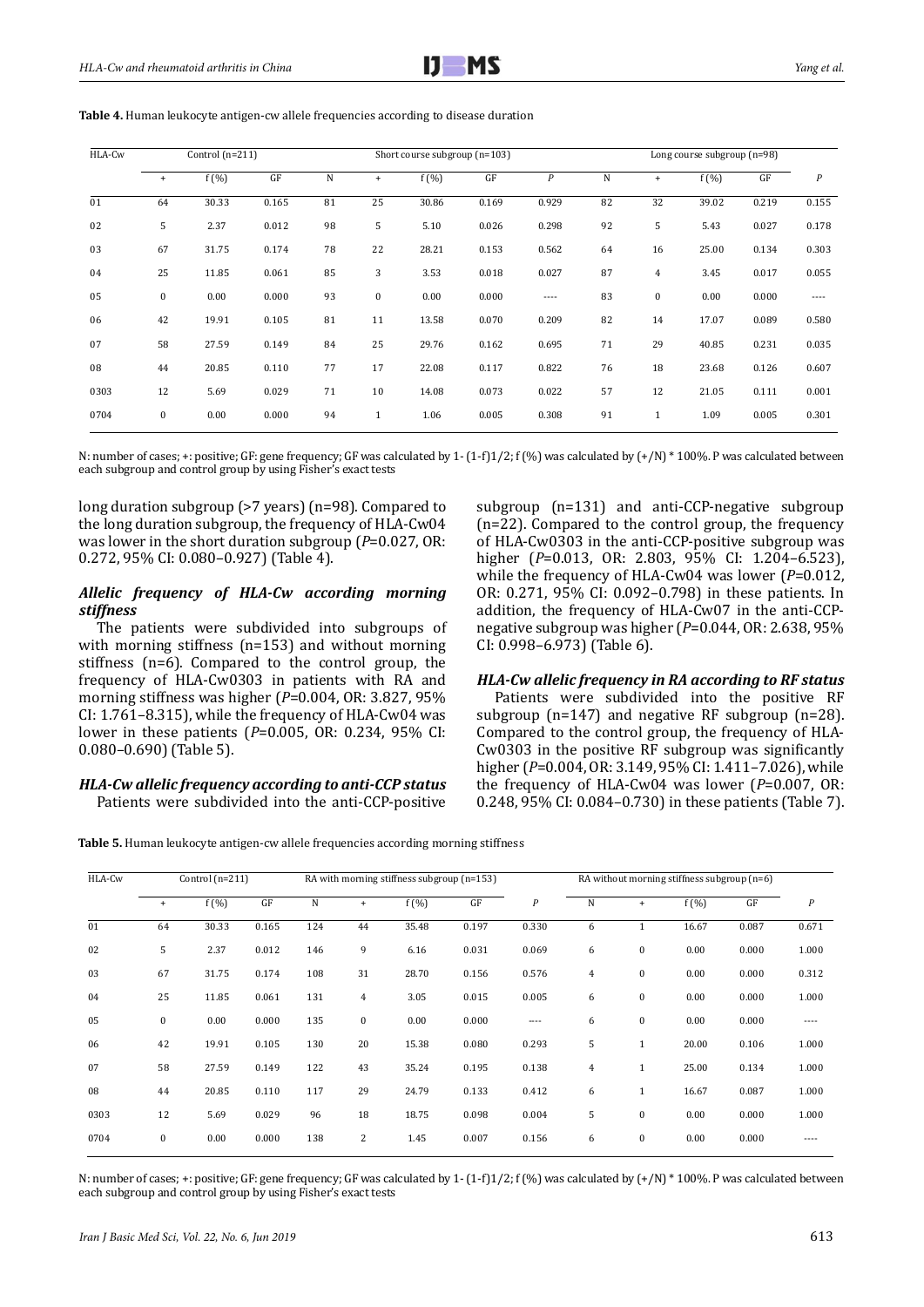**Table 4.** Human leukocyte antigen-cw allele frequencies according to disease duration

| HLA-Cw | Control (n=211) | | | Short course subgroup (n=103) | | | | | Long course subgroup (n=98) | | | | |
|---|---|---|---|---|---|---|---|---|---|---|---|---|---|
| | + | f (%) | GF | N | + | f (%) | GF | $P$ | N | + | f (%) | GF | $P$ |
| 01 | 64 | 30.33 | 0.165 | 81 | 25 | 30.86 | 0.169 | 0.929 | 82 | 32 | 39.02 | 0.219 | 0.155 |
| 02 | 5 | 2.37 | 0.012 | 98 | 5 | 5.10 | 0.026 | 0.298 | 92 | 5 | 5.43 | 0.027 | 0.178 |
| 03 | 67 | 31.75 | 0.174 | 78 | 22 | 28.21 | 0.153 | 0.562 | 64 | 16 | 25.00 | 0.134 | 0.303 |
| 04 | 25 | 11.85 | 0.061 | 85 | 3 | 3.53 | 0.018 | 0.027 | 87 | 4 | 3.45 | 0.017 | 0.055 |
| 05 | 0 | 0.00 | 0.000 | 93 | 0 | 0.00 | 0.000 | ---- | 83 | 0 | 0.00 | 0.000 | ---- |
| 06 | 42 | 19.91 | 0.105 | 81 | 11 | 13.58 | 0.070 | 0.209 | 82 | 14 | 17.07 | 0.089 | 0.580 |
| 07 | 58 | 27.59 | 0.149 | 84 | 25 | 29.76 | 0.162 | 0.695 | 71 | 29 | 40.85 | 0.231 | 0.035 |
| 08 | 44 | 20.85 | 0.110 | 77 | 17 | 22.08 | 0.117 | 0.822 | 76 | 18 | 23.68 | 0.126 | 0.607 |
| 0303 | 12 | 5.69 | 0.029 | 71 | 10 | 14.08 | 0.073 | 0.022 | 57 | 12 | 21.05 | 0.111 | 0.001 |
| 0704 | 0 | 0.00 | 0.000 | 94 | 1 | 1.06 | 0.005 | 0.308 | 91 | 1 | 1.09 | 0.005 | 0.301 |

N: number of cases; +: positive; GF: gene frequency; GF was calculated by 1- (1-f)1/2; f (%) was calculated by (+/N) * 100%. P was calculated between each subgroup and control group by using Fisher's exact tests

long duration subgroup (>7 years) (n=98). Compared to the long duration subgroup, the frequency of HLA-Cw04 was lower in the short duration subgroup ($P$=0.027, OR: 0.272, 95% CI: 0.080–0.927) (Table 4).

### *Allelic frequency of HLA-Cw according morning stiffness*

The patients were subdivided into subgroups of with morning stiffness (n=153) and without morning stiffness (n=6). Compared to the control group, the frequency of HLA-Cw0303 in patients with RA and morning stiffness was higher ($P$=0.004, OR: 3.827, 95% CI: 1.761–8.315), while the frequency of HLA-Cw04 was lower in these patients ($P$=0.005, OR: 0.234, 95% CI: 0.080–0.690) (Table 5).

### *HLA-Cw allelic frequency according to anti-CCP status*

Patients were subdivided into the anti-CCP-positive subgroup (n=131) and anti-CCP-negative subgroup (n=22). Compared to the control group, the frequency of HLA-Cw0303 in the anti-CCP-positive subgroup was higher ($P$=0.013, OR: 2.803, 95% CI: 1.204–6.523), while the frequency of HLA-Cw04 was lower ($P$=0.012, OR: 0.271, 95% CI: 0.092–0.798) in these patients. In addition, the frequency of HLA-Cw07 in the anti-CCP-negative subgroup was higher ($P$=0.044, OR: 2.638, 95% CI: 0.998–6.973) (Table 6).

### *HLA-Cw allelic frequency in RA according to RF status*

Patients were subdivided into the positive RF subgroup (n=147) and negative RF subgroup (n=28). Compared to the control group, the frequency of HLA-Cw0303 in the positive RF subgroup was significantly higher ($P$=0.004, OR: 3.149, 95% CI: 1.411–7.026), while the frequency of HLA-Cw04 was lower ($P$=0.007, OR: 0.248, 95% CI: 0.084–0.730) in these patients (Table 7).

**Table 5.** Human leukocyte antigen-cw allele frequencies according morning stiffness

| HLA-Cw | Control (n=211) | | | RA with morning stiffness subgroup (n=153) | | | | | RA without morning stiffness subgroup (n=6) | | | | |
|---|---|---|---|---|---|---|---|---|---|---|---|---|---|
| | + | f (%) | GF | N | + | f (%) | GF | $P$ | N | + | f (%) | GF | $P$ |
| 01 | 64 | 30.33 | 0.165 | 124 | 44 | 35.48 | 0.197 | 0.330 | 6 | 1 | 16.67 | 0.087 | 0.671 |
| 02 | 5 | 2.37 | 0.012 | 146 | 9 | 6.16 | 0.031 | 0.069 | 6 | 0 | 0.00 | 0.000 | 1.000 |
| 03 | 67 | 31.75 | 0.174 | 108 | 31 | 28.70 | 0.156 | 0.576 | 4 | 0 | 0.00 | 0.000 | 0.312 |
| 04 | 25 | 11.85 | 0.061 | 131 | 4 | 3.05 | 0.015 | 0.005 | 6 | 0 | 0.00 | 0.000 | 1.000 |
| 05 | 0 | 0.00 | 0.000 | 135 | 0 | 0.00 | 0.000 | ---- | 6 | 0 | 0.00 | 0.000 | ---- |
| 06 | 42 | 19.91 | 0.105 | 130 | 20 | 15.38 | 0.080 | 0.293 | 5 | 1 | 20.00 | 0.106 | 1.000 |
| 07 | 58 | 27.59 | 0.149 | 122 | 43 | 35.24 | 0.195 | 0.138 | 4 | 1 | 25.00 | 0.134 | 1.000 |
| 08 | 44 | 20.85 | 0.110 | 117 | 29 | 24.79 | 0.133 | 0.412 | 6 | 1 | 16.67 | 0.087 | 1.000 |
| 0303 | 12 | 5.69 | 0.029 | 96 | 18 | 18.75 | 0.098 | 0.004 | 5 | 0 | 0.00 | 0.000 | 1.000 |
| 0704 | 0 | 0.00 | 0.000 | 138 | 2 | 1.45 | 0.007 | 0.156 | 6 | 0 | 0.00 | 0.000 | ---- |

N: number of cases; +: positive; GF: gene frequency; GF was calculated by 1- (1-f)1/2; f (%) was calculated by (+/N) * 100%. P was calculated between each subgroup and control group by using Fisher's exact tests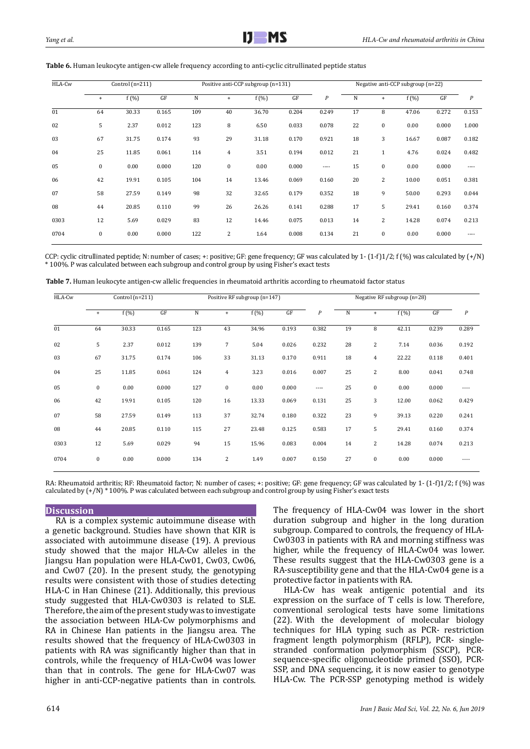**Table 6.** Human leukocyte antigen-cw allele frequency according to anti-cyclic citrullinated peptide status

| HLA-Cw | Control (n=211) | | | Positive anti-CCP subgroup (n=131) | | | | | Negative anti-CCP subgroup (n=22) | | | | |
|---|---|---|---|---|---|---|---|---|---|---|---|---|---|
| | + | f (%) | GF | N | + | f (%) | GF | *P* | N | + | f (%) | GF | *P* |
| 01 | 64 | 30.33 | 0.165 | 109 | 40 | 36.70 | 0.204 | 0.249 | 17 | 8 | 47.06 | 0.272 | 0.153 |
| 02 | 5 | 2.37 | 0.012 | 123 | 8 | 6.50 | 0.033 | 0.078 | 22 | 0 | 0.00 | 0.000 | 1.000 |
| 03 | 67 | 31.75 | 0.174 | 93 | 29 | 31.18 | 0.170 | 0.921 | 18 | 3 | 16.67 | 0.087 | 0.182 |
| 04 | 25 | 11.85 | 0.061 | 114 | 4 | 3.51 | 0.194 | 0.012 | 21 | 1 | 4.76 | 0.024 | 0.482 |
| 05 | 0 | 0.00 | 0.000 | 120 | 0 | 0.00 | 0.000 | ---- | 15 | 0 | 0.00 | 0.000 | ---- |
| 06 | 42 | 19.91 | 0.105 | 104 | 14 | 13.46 | 0.069 | 0.160 | 20 | 2 | 10.00 | 0.051 | 0.381 |
| 07 | 58 | 27.59 | 0.149 | 98 | 32 | 32.65 | 0.179 | 0.352 | 18 | 9 | 50.00 | 0.293 | 0.044 |
| 08 | 44 | 20.85 | 0.110 | 99 | 26 | 26.26 | 0.141 | 0.288 | 17 | 5 | 29.41 | 0.160 | 0.374 |
| 0303 | 12 | 5.69 | 0.029 | 83 | 12 | 14.46 | 0.075 | 0.013 | 14 | 2 | 14.28 | 0.074 | 0.213 |
| 0704 | 0 | 0.00 | 0.000 | 122 | 2 | 1.64 | 0.008 | 0.134 | 21 | 0 | 0.00 | 0.000 | ---- |

CCP: cyclic citrullinated peptide; N: number of cases; +: positive; GF: gene frequency; GF was calculated by 1- (1-f)1/2; f (%) was calculated by (+/N) * 100%. P was calculated between each subgroup and control group by using Fisher's exact tests

**Table 7.** Human leukocyte antigen-cw allelic frequencies in rheumatoid arthritis according to rheumatoid factor status

| HLA-Cw | Control (n=211) | | | Positive RF subgroup (n=147) | | | | | Negative RF subgroup (n=28) | | | | |
|---|---|---|---|---|---|---|---|---|---|---|---|---|---|
| | + | f (%) | GF | N | + | f (%) | GF | *P* | N | + | f (%) | GF | *P* |
| 01 | 64 | 30.33 | 0.165 | 123 | 43 | 34.96 | 0.193 | 0.382 | 19 | 8 | 42.11 | 0.239 | 0.289 |
| 02 | 5 | 2.37 | 0.012 | 139 | 7 | 5.04 | 0.026 | 0.232 | 28 | 2 | 7.14 | 0.036 | 0.192 |
| 03 | 67 | 31.75 | 0.174 | 106 | 33 | 31.13 | 0.170 | 0.911 | 18 | 4 | 22.22 | 0.118 | 0.401 |
| 04 | 25 | 11.85 | 0.061 | 124 | 4 | 3.23 | 0.016 | 0.007 | 25 | 2 | 8.00 | 0.041 | 0.748 |
| 05 | 0 | 0.00 | 0.000 | 127 | 0 | 0.00 | 0.000 | ---- | 25 | 0 | 0.00 | 0.000 | ---- |
| 06 | 42 | 19.91 | 0.105 | 120 | 16 | 13.33 | 0.069 | 0.131 | 25 | 3 | 12.00 | 0.062 | 0.429 |
| 07 | 58 | 27.59 | 0.149 | 113 | 37 | 32.74 | 0.180 | 0.322 | 23 | 9 | 39.13 | 0.220 | 0.241 |
| 08 | 44 | 20.85 | 0.110 | 115 | 27 | 23.48 | 0.125 | 0.583 | 17 | 5 | 29.41 | 0.160 | 0.374 |
| 0303 | 12 | 5.69 | 0.029 | 94 | 15 | 15.96 | 0.083 | 0.004 | 14 | 2 | 14.28 | 0.074 | 0.213 |
| 0704 | 0 | 0.00 | 0.000 | 134 | 2 | 1.49 | 0.007 | 0.150 | 27 | 0 | 0.00 | 0.000 | ---- |

RA: Rheumatoid arthritis; RF: Rheumatoid factor; N: number of cases; +: positive; GF: gene frequency; GF was calculated by 1- (1-f)1/2; f (%) was calculated by (+/N) * 100%. P was calculated between each subgroup and control group by using Fisher's exact tests

## Discussion

RA is a complex systemic autoimmune disease with a genetic background. Studies have shown that KIR is associated with autoimmune disease (19). A previous study showed that the major HLA-Cw alleles in the Jiangsu Han population were HLA-Cw01, Cw03, Cw06, and Cw07 (20). In the present study, the genotyping results were consistent with those of studies detecting HLA-C in Han Chinese (21). Additionally, this previous study suggested that HLA-Cw0303 is related to SLE. Therefore, the aim of the present study was to investigate the association between HLA-Cw polymorphisms and RA in Chinese Han patients in the Jiangsu area. The results showed that the frequency of HLA-Cw0303 in patients with RA was significantly higher than that in controls, while the frequency of HLA-Cw04 was lower than that in controls. The gene for HLA-Cw07 was higher in anti-CCP-negative patients than in controls. The frequency of HLA-Cw04 was lower in the short duration subgroup and higher in the long duration subgroup. Compared to controls, the frequency of HLA-Cw0303 in patients with RA and morning stiffness was higher, while the frequency of HLA-Cw04 was lower. These results suggest that the HLA-Cw0303 gene is a RA-susceptibility gene and that the HLA-Cw04 gene is a protective factor in patients with RA.

HLA-Cw has weak antigenic potential and its expression on the surface of T cells is low. Therefore, conventional serological tests have some limitations (22). With the development of molecular biology techniques for HLA typing such as PCR- restriction fragment length polymorphism (RFLP), PCR- single-stranded conformation polymorphism (SSCP), PCR-sequence-specific oligonucleotide primed (SSO), PCR-SSP, and DNA sequencing, it is now easier to genotype HLA-Cw. The PCR-SSP genotyping method is widely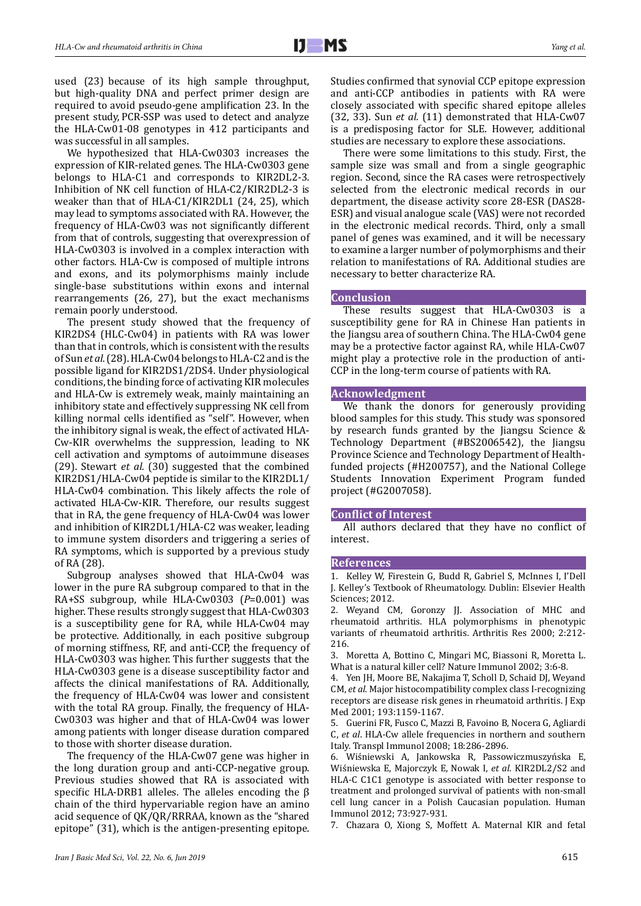used (23) because of its high sample throughput, but high-quality DNA and perfect primer design are required to avoid pseudo-gene amplification 23. In the present study, PCR-SSP was used to detect and analyze the HLA-Cw01-08 genotypes in 412 participants and was successful in all samples.

We hypothesized that HLA-Cw0303 increases the expression of KIR-related genes. The HLA-Cw0303 gene belongs to HLA-C1 and corresponds to KIR2DL2-3. Inhibition of NK cell function of HLA-C2/KIR2DL2-3 is weaker than that of HLA-C1/KIR2DL1 (24, 25), which may lead to symptoms associated with RA. However, the frequency of HLA-Cw03 was not significantly different from that of controls, suggesting that overexpression of HLA-Cw0303 is involved in a complex interaction with other factors. HLA-Cw is composed of multiple introns and exons, and its polymorphisms mainly include single-base substitutions within exons and internal rearrangements (26, 27), but the exact mechanisms remain poorly understood.

The present study showed that the frequency of KIR2DS4 (HLC-Cw04) in patients with RA was lower than that in controls, which is consistent with the results of Sun *et al.* (28). HLA-Cw04 belongs to HLA-C2 and is the possible ligand for KIR2DS1/2DS4. Under physiological conditions, the binding force of activating KIR molecules and HLA-Cw is extremely weak, mainly maintaining an inhibitory state and effectively suppressing NK cell from killing normal cells identified as "self". However, when the inhibitory signal is weak, the effect of activated HLA-Cw-KIR overwhelms the suppression, leading to NK cell activation and symptoms of autoimmune diseases (29). Stewart *et al.* (30) suggested that the combined KIR2DS1/HLA-Cw04 peptide is similar to the KIR2DL1/HLA-Cw04 combination. This likely affects the role of activated HLA-Cw-KIR. Therefore, our results suggest that in RA, the gene frequency of HLA-Cw04 was lower and inhibition of KIR2DL1/HLA-C2 was weaker, leading to immune system disorders and triggering a series of RA symptoms, which is supported by a previous study of RA (28).

Subgroup analyses showed that HLA-Cw04 was lower in the pure RA subgroup compared to that in the RA+SS subgroup, while HLA-Cw0303 ($P$=0.001) was higher. These results strongly suggest that HLA-Cw0303 is a susceptibility gene for RA, while HLA-Cw04 may be protective. Additionally, in each positive subgroup of morning stiffness, RF, and anti-CCP, the frequency of HLA-Cw0303 was higher. This further suggests that the HLA-Cw0303 gene is a disease susceptibility factor and affects the clinical manifestations of RA. Additionally, the frequency of HLA-Cw04 was lower and consistent with the total RA group. Finally, the frequency of HLA-Cw0303 was higher and that of HLA-Cw04 was lower among patients with longer disease duration compared to those with shorter disease duration.

The frequency of the HLA-Cw07 gene was higher in the long duration group and anti-CCP-negative group. Previous studies showed that RA is associated with specific HLA-DRB1 alleles. The alleles encoding the β chain of the third hypervariable region have an amino acid sequence of QK/QR/RRRAA, known as the "shared epitope" (31), which is the antigen-presenting epitope. Studies confirmed that synovial CCP epitope expression and anti-CCP antibodies in patients with RA were closely associated with specific shared epitope alleles (32, 33). Sun *et al.* (11) demonstrated that HLA-Cw07 is a predisposing factor for SLE. However, additional studies are necessary to explore these associations.

There were some limitations to this study. First, the sample size was small and from a single geographic region. Second, since the RA cases were retrospectively selected from the electronic medical records in our department, the disease activity score 28-ESR (DAS28-ESR) and visual analogue scale (VAS) were not recorded in the electronic medical records. Third, only a small panel of genes was examined, and it will be necessary to examine a larger number of polymorphisms and their relation to manifestations of RA. Additional studies are necessary to better characterize RA.

## Conclusion

These results suggest that HLA-Cw0303 is a susceptibility gene for RA in Chinese Han patients in the Jiangsu area of southern China. The HLA-Cw04 gene may be a protective factor against RA, while HLA-Cw07 might play a protective role in the production of anti-CCP in the long-term course of patients with RA.

## Acknowledgment

We thank the donors for generously providing blood samples for this study. This study was sponsored by research funds granted by the Jiangsu Science & Technology Department (#BS2006542), the Jiangsu Province Science and Technology Department of Health-funded projects (#H200757), and the National College Students Innovation Experiment Program funded project (#G2007058).

## Conflict of Interest

All authors declared that they have no conflict of interest.

## References

1. Kelley W, Firestein G, Budd R, Gabriel S, McInnes I, I'Dell J. Kelley's Textbook of Rheumatology. Dublin: Elsevier Health Sciences; 2012.
2. Weyand CM, Goronzy JJ. Association of MHC and rheumatoid arthritis. HLA polymorphisms in phenotypic variants of rheumatoid arthritis. Arthritis Res 2000; 2:212-216.
3. Moretta A, Bottino C, Mingari MC, Biassoni R, Moretta L. What is a natural killer cell? Nature Immunol 2002; 3:6-8.
4. Yen JH, Moore BE, Nakajima T, Scholl D, Schaid DJ, Weyand CM, *et al*. Major histocompatibility complex class I-recognizing receptors are disease risk genes in rheumatoid arthritis. J Exp Med 2001; 193:1159-1167.
5. Guerini FR, Fusco C, Mazzi B, Favoino B, Nocera G, Agliardi C, *et al*. HLA-Cw allele frequencies in northern and southern Italy. Transpl Immunol 2008; 18:286-2896.
6. Wiśniewski A, Jankowska R, Passowiczmuszyńska E, Wiśniewska E, Majorczyk E, Nowak I, *et al*. KIR2DL2/S2 and HLA-C C1C1 genotype is associated with better response to treatment and prolonged survival of patients with non-small cell lung cancer in a Polish Caucasian population. Human Immunol 2012; 73:927-931.
7. Chazara O, Xiong S, Moffett A. Maternal KIR and fetal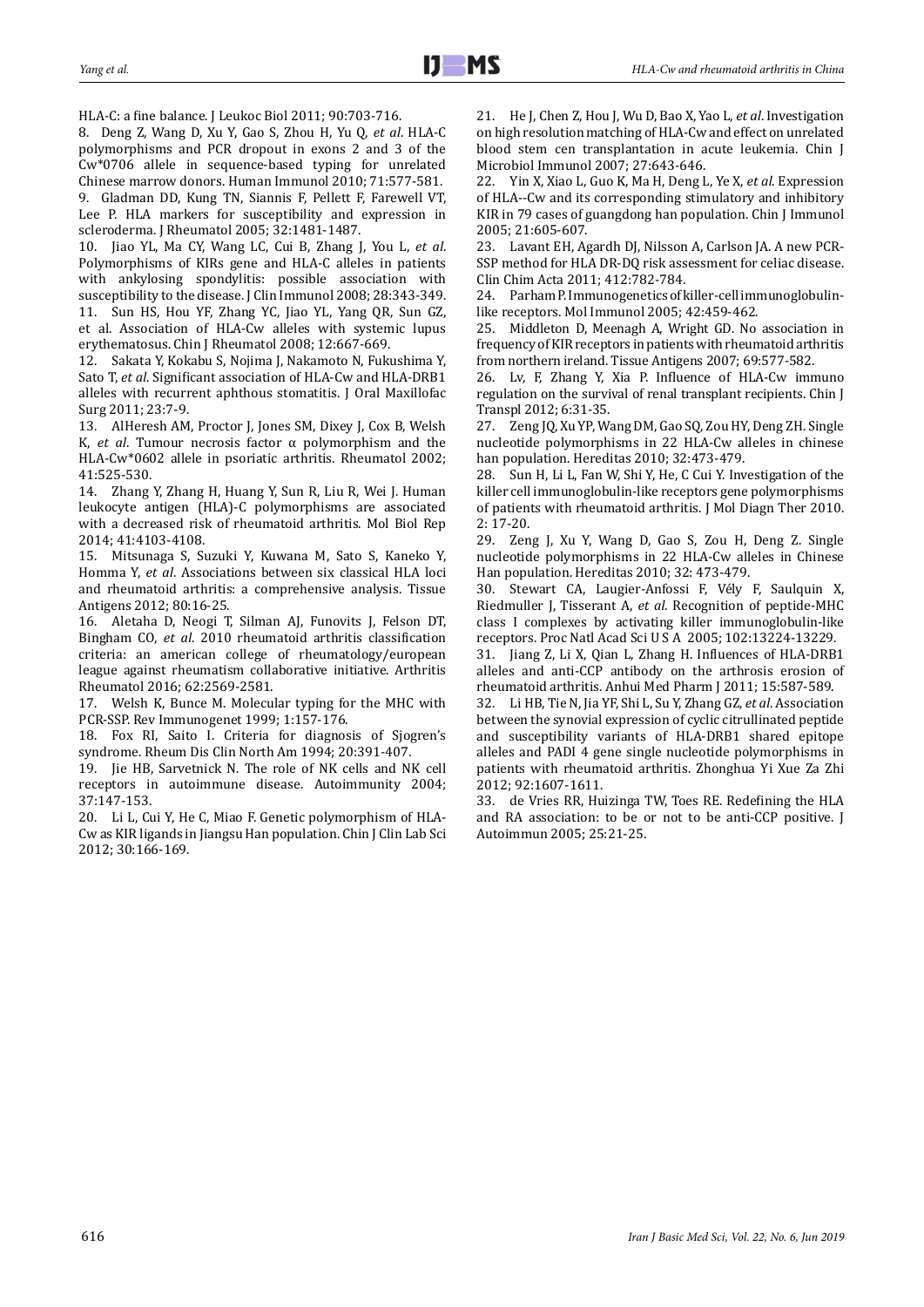HLA-C: a fine balance. J Leukoc Biol 2011; 90:703-716.

8. Deng Z, Wang D, Xu Y, Gao S, Zhou H, Yu Q, *et al*. HLA-C polymorphisms and PCR dropout in exons 2 and 3 of the Cw*0706 allele in sequence-based typing for unrelated Chinese marrow donors. Human Immunol 2010; 71:577-581.

9. Gladman DD, Kung TN, Siannis F, Pellett F, Farewell VT, Lee P. HLA markers for susceptibility and expression in scleroderma. J Rheumatol 2005; 32:1481-1487.

10. Jiao YL, Ma CY, Wang LC, Cui B, Zhang J, You L, *et al*. Polymorphisms of KIRs gene and HLA-C alleles in patients with ankylosing spondylitis: possible association with susceptibility to the disease. J Clin Immunol 2008; 28:343-349.

11. Sun HS, Hou YF, Zhang YC, Jiao YL, Yang QR, Sun GZ, et al. Association of HLA-Cw alleles with systemic lupus erythematosus. Chin J Rheumatol 2008; 12:667-669.

12. Sakata Y, Kokabu S, Nojima J, Nakamoto N, Fukushima Y, Sato T, *et al*. Significant association of HLA-Cw and HLA-DRB1 alleles with recurrent aphthous stomatitis. J Oral Maxillofac Surg 2011; 23:7-9.

13. AlHeresh AM, Proctor J, Jones SM, Dixey J, Cox B, Welsh K, *et al*. Tumour necrosis factor α polymorphism and the HLA-Cw*0602 allele in psoriatic arthritis. Rheumatol 2002; 41:525-530.

14. Zhang Y, Zhang H, Huang Y, Sun R, Liu R, Wei J. Human leukocyte antigen (HLA)-C polymorphisms are associated with a decreased risk of rheumatoid arthritis. Mol Biol Rep 2014; 41:4103-4108.

15. Mitsunaga S, Suzuki Y, Kuwana M, Sato S, Kaneko Y, Homma Y, *et al*. Associations between six classical HLA loci and rheumatoid arthritis: a comprehensive analysis. Tissue Antigens 2012; 80:16-25.

16. Aletaha D, Neogi T, Silman AJ, Funovits J, Felson DT, Bingham CO, *et al*. 2010 rheumatoid arthritis classification criteria: an american college of rheumatology/european league against rheumatism collaborative initiative. Arthritis Rheumatol 2016; 62:2569-2581.

17. Welsh K, Bunce M. Molecular typing for the MHC with PCR-SSP. Rev Immunogenet 1999; 1:157-176.

18. Fox RI, Saito I. Criteria for diagnosis of Sjogren's syndrome. Rheum Dis Clin North Am 1994; 20:391-407.

19. Jie HB, Sarvetnick N. The role of NK cells and NK cell receptors in autoimmune disease. Autoimmunity 2004; 37:147-153.

20. Li L, Cui Y, He C, Miao F. Genetic polymorphism of HLA-Cw as KIR ligands in Jiangsu Han population. Chin J Clin Lab Sci 2012; 30:166-169.

21. He J, Chen Z, Hou J, Wu D, Bao X, Yao L, *et al*. Investigation on high resolution matching of HLA-Cw and effect on unrelated blood stem cen transplantation in acute leukemia. Chin J Microbiol Immunol 2007; 27:643-646.

22. Yin X, Xiao L, Guo K, Ma H, Deng L, Ye X, *et al*. Expression of HLA--Cw and its corresponding stimulatory and inhibitory KIR in 79 cases of guangdong han population. Chin J Immunol 2005; 21:605-607.

23. Lavant EH, Agardh DJ, Nilsson A, Carlson JA. A new PCR-SSP method for HLA DR-DQ risk assessment for celiac disease. Clin Chim Acta 2011; 412:782-784.

24. Parham P. Immunogenetics of killer-cell immunoglobulin-like receptors. Mol Immunol 2005; 42:459-462.

25. Middleton D, Meenagh A, Wright GD. No association in frequency of KIR receptors in patients with rheumatoid arthritis from northern ireland. Tissue Antigens 2007; 69:577-582.

26. Lv, F, Zhang Y, Xia P. Influence of HLA-Cw immuno regulation on the survival of renal transplant recipients. Chin J Transpl 2012; 6:31-35.

27. Zeng JQ, Xu YP, Wang DM, Gao SQ, Zou HY, Deng ZH. Single nucleotide polymorphisms in 22 HLA-Cw alleles in chinese han population. Hereditas 2010; 32:473-479.

28. Sun H, Li L, Fan W, Shi Y, He, C Cui Y. Investigation of the killer cell immunoglobulin-like receptors gene polymorphisms of patients with rheumatoid arthritis. J Mol Diagn Ther 2010. 2: 17-20.

29. Zeng J, Xu Y, Wang D, Gao S, Zou H, Deng Z. Single nucleotide polymorphisms in 22 HLA-Cw alleles in Chinese Han population. Hereditas 2010; 32: 473-479.

30. Stewart CA, Laugier-Anfossi F, Vély F, Saulquin X, Riedmuller J, Tisserant A, *et al*. Recognition of peptide-MHC class I complexes by activating killer immunoglobulin-like receptors. Proc Natl Acad Sci U S A 2005; 102:13224-13229.

31. Jiang Z, Li X, Qian L, Zhang H. Influences of HLA-DRB1 alleles and anti-CCP antibody on the arthrosis erosion of rheumatoid arthritis. Anhui Med Pharm J 2011; 15:587-589.

32. Li HB, Tie N, Jia YF, Shi L, Su Y, Zhang GZ, *et al*. Association between the synovial expression of cyclic citrullinated peptide and susceptibility variants of HLA-DRB1 shared epitope alleles and PADI 4 gene single nucleotide polymorphisms in patients with rheumatoid arthritis. Zhonghua Yi Xue Za Zhi 2012; 92:1607-1611.

33. de Vries RR, Huizinga TW, Toes RE. Redefining the HLA and RA association: to be or not to be anti-CCP positive. J Autoimmun 2005; 25:21-25.